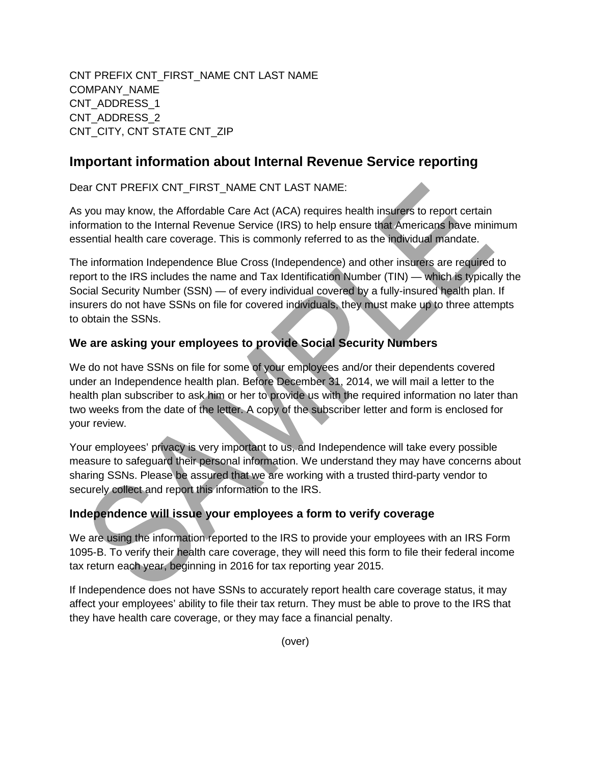CNT PREFIX CNT_FIRST_NAME CNT LAST NAME
COMPANY_NAME
CNT_ADDRESS_1
CNT_ADDRESS_2
CNT_CITY, CNT STATE CNT_ZIP

## Important information about Internal Revenue Service reporting

Dear CNT PREFIX CNT_FIRST_NAME CNT LAST NAME:

As you may know, the Affordable Care Act (ACA) requires health insurers to report certain information to the Internal Revenue Service (IRS) to help ensure that Americans have minimum essential health care coverage. This is commonly referred to as the individual mandate.

The information Independence Blue Cross (Independence) and other insurers are required to report to the IRS includes the name and Tax Identification Number (TIN) — which is typically the Social Security Number (SSN) — of every individual covered by a fully-insured health plan. If insurers do not have SSNs on file for covered individuals, they must make up to three attempts to obtain the SSNs.

### We are asking your employees to provide Social Security Numbers

We do not have SSNs on file for some of your employees and/or their dependents covered under an Independence health plan. Before December 31, 2014, we will mail a letter to the health plan subscriber to ask him or her to provide us with the required information no later than two weeks from the date of the letter. A copy of the subscriber letter and form is enclosed for your review.

Your employees' privacy is very important to us, and Independence will take every possible measure to safeguard their personal information. We understand they may have concerns about sharing SSNs. Please be assured that we are working with a trusted third-party vendor to securely collect and report this information to the IRS.

### Independence will issue your employees a form to verify coverage

We are using the information reported to the IRS to provide your employees with an IRS Form 1095-B. To verify their health care coverage, they will need this form to file their federal income tax return each year, beginning in 2016 for tax reporting year 2015.

If Independence does not have SSNs to accurately report health care coverage status, it may affect your employees' ability to file their tax return. They must be able to prove to the IRS that they have health care coverage, or they may face a financial penalty.

(over)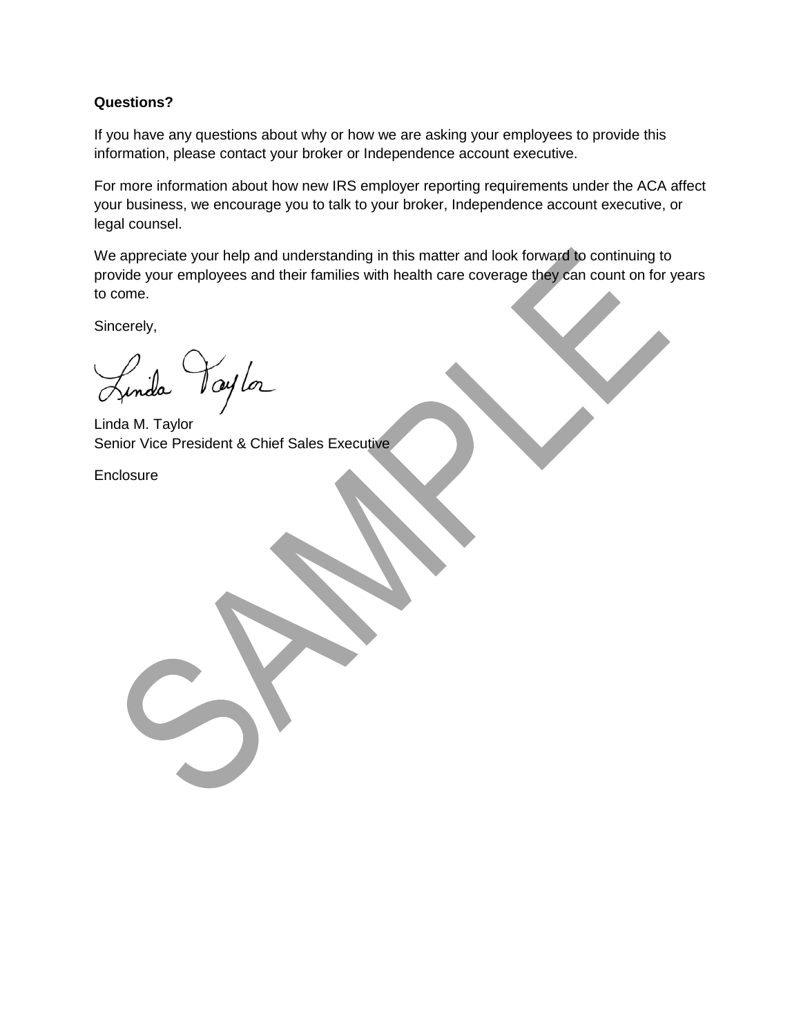**Questions?**

If you have any questions about why or how we are asking your employees to provide this information, please contact your broker or Independence account executive.

For more information about how new IRS employer reporting requirements under the ACA affect your business, we encourage you to talk to your broker, Independence account executive, or legal counsel.

We appreciate your help and understanding in this matter and look forward to continuing to provide your employees and their families with health care coverage they can count on for years to come.

Sincerely,

Linda M. Taylor
Senior Vice President & Chief Sales Executive

Enclosure